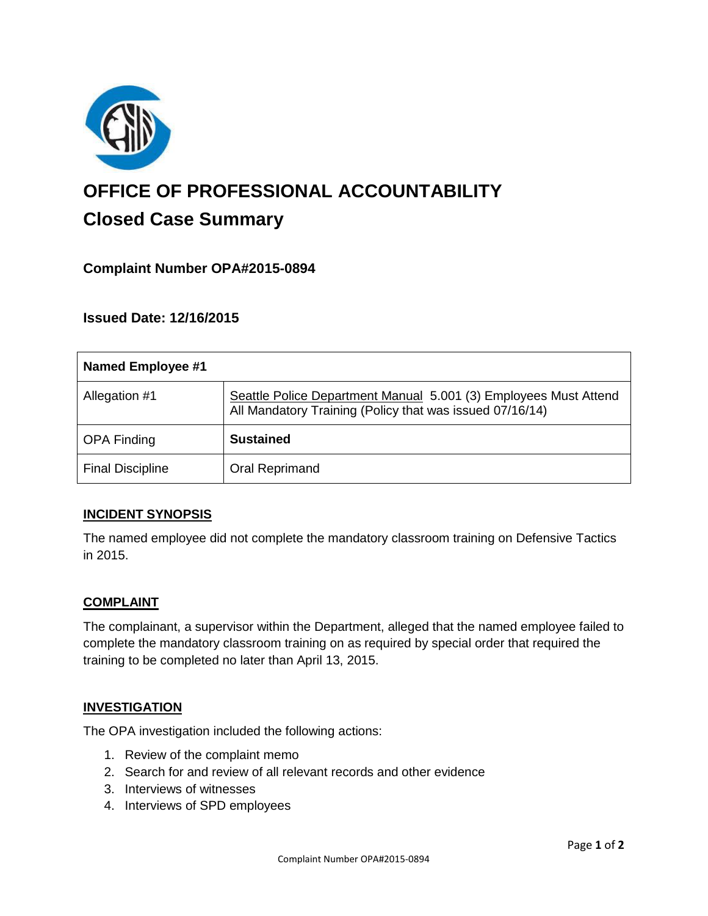# OFFICE OF PROFESSIONAL ACCOUNTABILITY

## Closed Case Summary

### Complaint Number OPA#2015-0894

### Issued Date: 12/16/2015

| Named Employee #1 | |
|---|---|
| Allegation #1 | Seattle Police Department Manual 5.001 (3) Employees Must Attend All Mandatory Training (Policy that was issued 07/16/14) |
| OPA Finding | **Sustained** |
| Final Discipline | Oral Reprimand |

### INCIDENT SYNOPSIS

The named employee did not complete the mandatory classroom training on Defensive Tactics in 2015.

### COMPLAINT

The complainant, a supervisor within the Department, alleged that the named employee failed to complete the mandatory classroom training on as required by special order that required the training to be completed no later than April 13, 2015.

### INVESTIGATION

The OPA investigation included the following actions:

1. Review of the complaint memo
2. Search for and review of all relevant records and other evidence
3. Interviews of witnesses
4. Interviews of SPD employees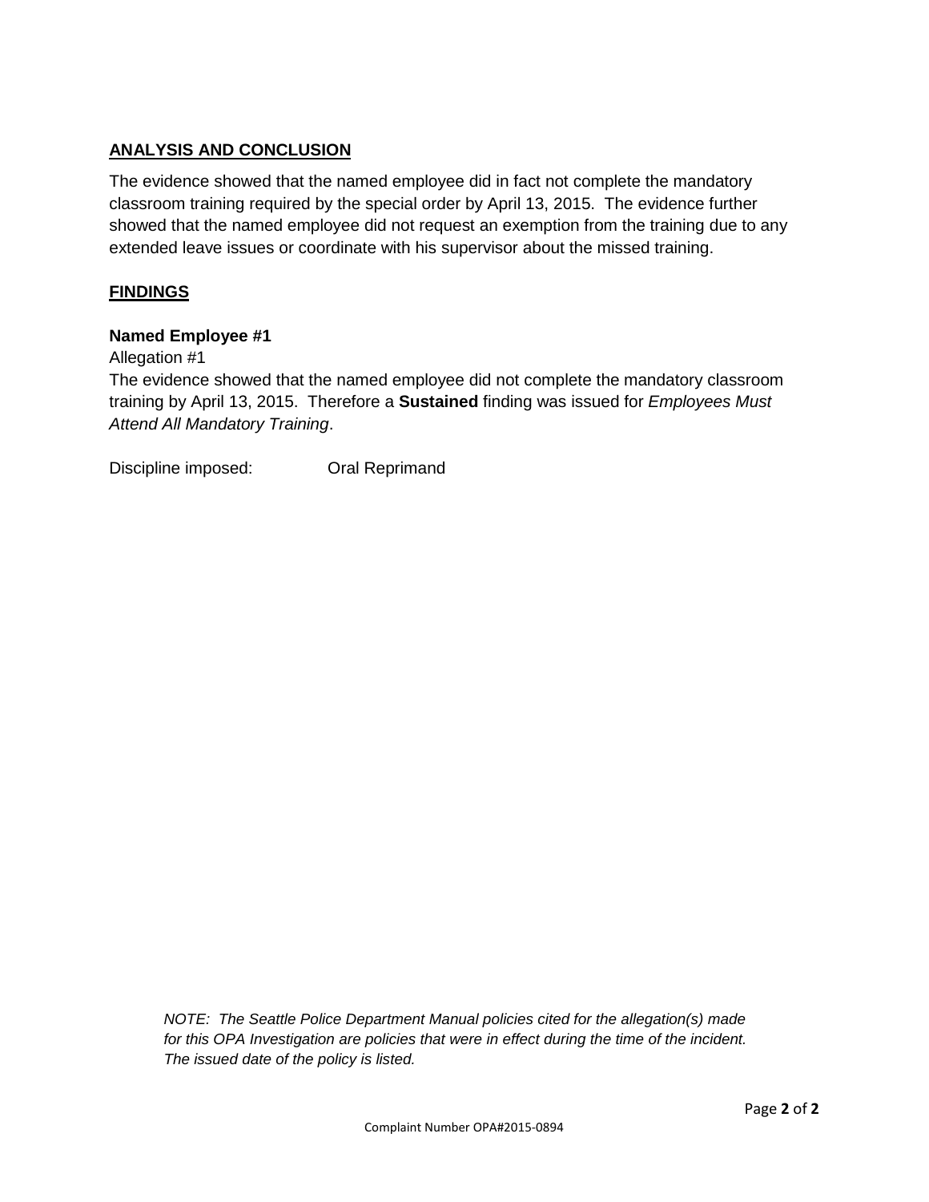## ANALYSIS AND CONCLUSION

The evidence showed that the named employee did in fact not complete the mandatory classroom training required by the special order by April 13, 2015. The evidence further showed that the named employee did not request an exemption from the training due to any extended leave issues or coordinate with his supervisor about the missed training.

## FINDINGS

**Named Employee #1**

Allegation #1

The evidence showed that the named employee did not complete the mandatory classroom training by April 13, 2015. Therefore a **Sustained** finding was issued for *Employees Must Attend All Mandatory Training*.

Discipline imposed: Oral Reprimand

*NOTE: The Seattle Police Department Manual policies cited for the allegation(s) made for this OPA Investigation are policies that were in effect during the time of the incident. The issued date of the policy is listed.*

Complaint Number OPA#2015-0894